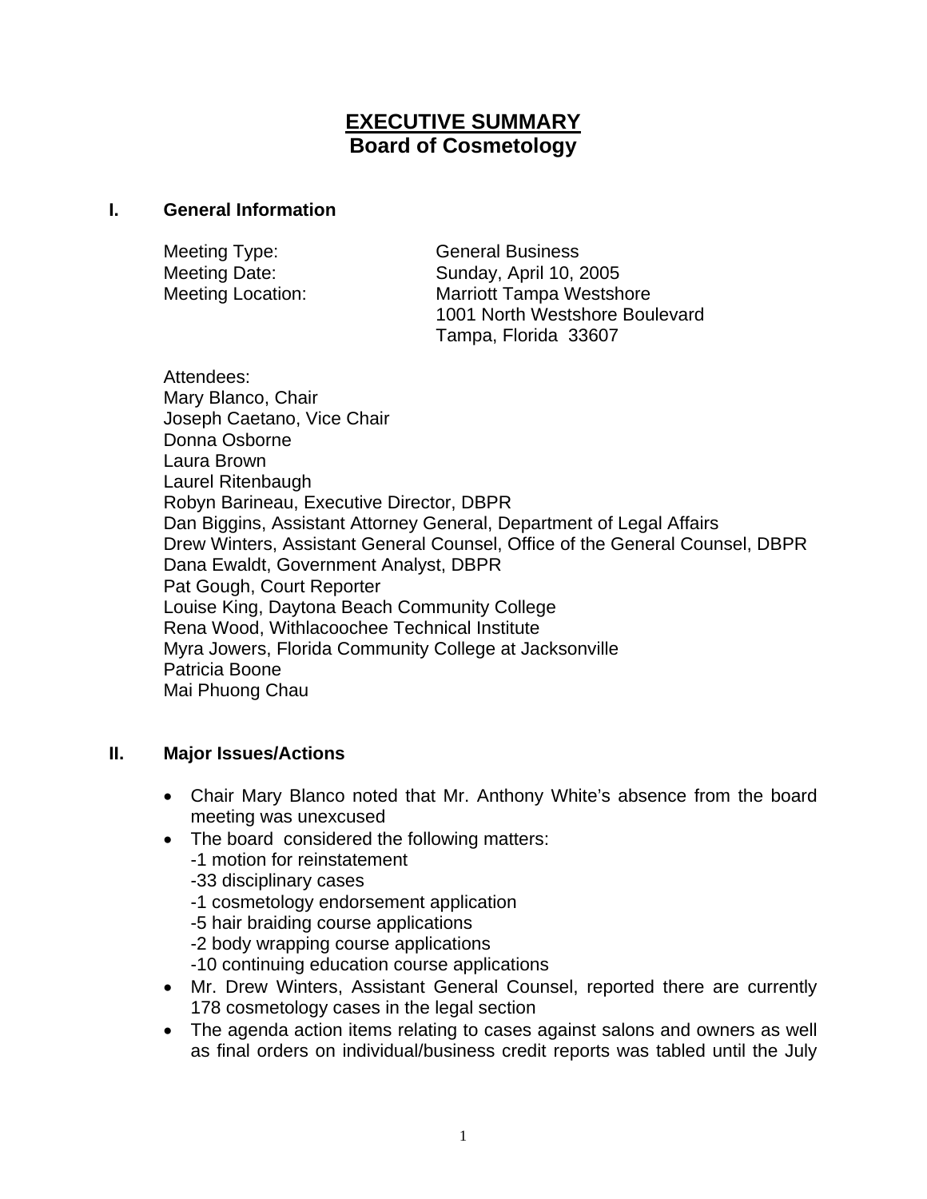# **EXECUTIVE SUMMARY**
## **Board of Cosmetology**

## I. General Information

Meeting Type: General Business
Meeting Date: Sunday, April 10, 2005
Meeting Location: Marriott Tampa Westshore
1001 North Westshore Boulevard
Tampa, Florida 33607

Attendees:
Mary Blanco, Chair
Joseph Caetano, Vice Chair
Donna Osborne
Laura Brown
Laurel Ritenbaugh
Robyn Barineau, Executive Director, DBPR
Dan Biggins, Assistant Attorney General, Department of Legal Affairs
Drew Winters, Assistant General Counsel, Office of the General Counsel, DBPR
Dana Ewaldt, Government Analyst, DBPR
Pat Gough, Court Reporter
Louise King, Daytona Beach Community College
Rena Wood, Withlacoochee Technical Institute
Myra Jowers, Florida Community College at Jacksonville
Patricia Boone
Mai Phuong Chau

## II. Major Issues/Actions

- Chair Mary Blanco noted that Mr. Anthony White's absence from the board meeting was unexcused
- The board considered the following matters:
  -1 motion for reinstatement
  -33 disciplinary cases
  -1 cosmetology endorsement application
  -5 hair braiding course applications
  -2 body wrapping course applications
  -10 continuing education course applications
- Mr. Drew Winters, Assistant General Counsel, reported there are currently 178 cosmetology cases in the legal section
- The agenda action items relating to cases against salons and owners as well as final orders on individual/business credit reports was tabled until the July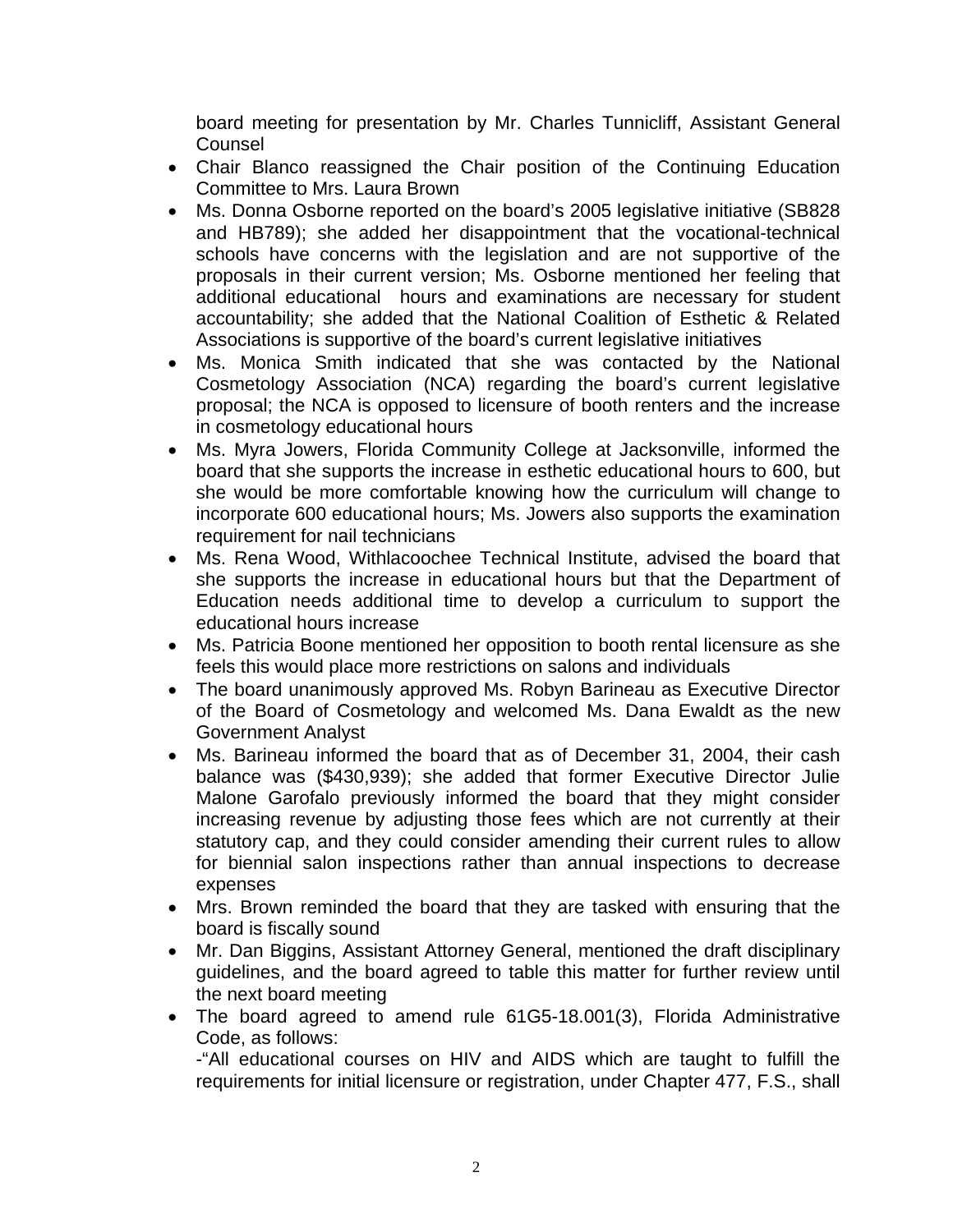board meeting for presentation by Mr. Charles Tunnicliff, Assistant General Counsel

- Chair Blanco reassigned the Chair position of the Continuing Education Committee to Mrs. Laura Brown
- Ms. Donna Osborne reported on the board's 2005 legislative initiative (SB828 and HB789); she added her disappointment that the vocational-technical schools have concerns with the legislation and are not supportive of the proposals in their current version; Ms. Osborne mentioned her feeling that additional educational hours and examinations are necessary for student accountability; she added that the National Coalition of Esthetic & Related Associations is supportive of the board's current legislative initiatives
- Ms. Monica Smith indicated that she was contacted by the National Cosmetology Association (NCA) regarding the board's current legislative proposal; the NCA is opposed to licensure of booth renters and the increase in cosmetology educational hours
- Ms. Myra Jowers, Florida Community College at Jacksonville, informed the board that she supports the increase in esthetic educational hours to 600, but she would be more comfortable knowing how the curriculum will change to incorporate 600 educational hours; Ms. Jowers also supports the examination requirement for nail technicians
- Ms. Rena Wood, Withlacoochee Technical Institute, advised the board that she supports the increase in educational hours but that the Department of Education needs additional time to develop a curriculum to support the educational hours increase
- Ms. Patricia Boone mentioned her opposition to booth rental licensure as she feels this would place more restrictions on salons and individuals
- The board unanimously approved Ms. Robyn Barineau as Executive Director of the Board of Cosmetology and welcomed Ms. Dana Ewaldt as the new Government Analyst
- Ms. Barineau informed the board that as of December 31, 2004, their cash balance was ($430,939); she added that former Executive Director Julie Malone Garofalo previously informed the board that they might consider increasing revenue by adjusting those fees which are not currently at their statutory cap, and they could consider amending their current rules to allow for biennial salon inspections rather than annual inspections to decrease expenses
- Mrs. Brown reminded the board that they are tasked with ensuring that the board is fiscally sound
- Mr. Dan Biggins, Assistant Attorney General, mentioned the draft disciplinary guidelines, and the board agreed to table this matter for further review until the next board meeting
- The board agreed to amend rule 61G5-18.001(3), Florida Administrative Code, as follows:

  -"All educational courses on HIV and AIDS which are taught to fulfill the requirements for initial licensure or registration, under Chapter 477, F.S., shall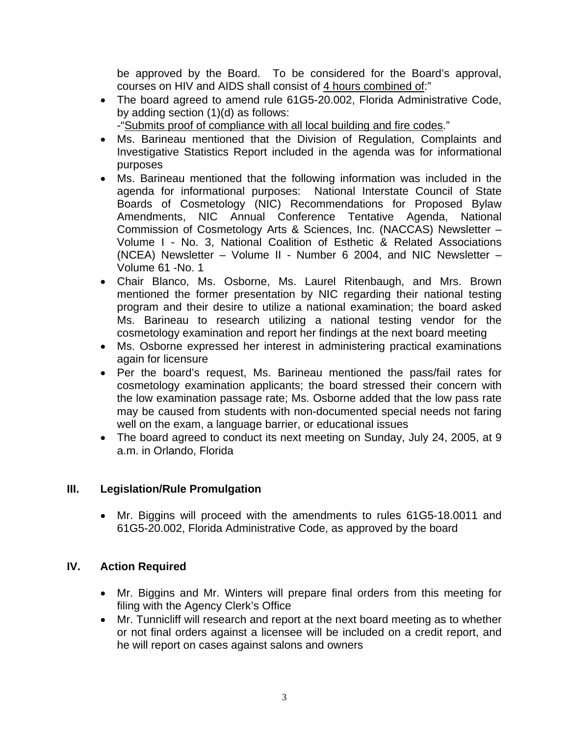be approved by the Board. To be considered for the Board's approval, courses on HIV and AIDS shall consist of <u>4 hours combined of</u>:"

- The board agreed to amend rule 61G5-20.002, Florida Administrative Code, by adding section (1)(d) as follows:
  -"<u>Submits proof of compliance with all local building and fire codes</u>."
- Ms. Barineau mentioned that the Division of Regulation, Complaints and Investigative Statistics Report included in the agenda was for informational purposes
- Ms. Barineau mentioned that the following information was included in the agenda for informational purposes: National Interstate Council of State Boards of Cosmetology (NIC) Recommendations for Proposed Bylaw Amendments, NIC Annual Conference Tentative Agenda, National Commission of Cosmetology Arts & Sciences, Inc. (NACCAS) Newsletter – Volume I - No. 3, National Coalition of Esthetic & Related Associations (NCEA) Newsletter – Volume II - Number 6 2004, and NIC Newsletter – Volume 61 -No. 1
- Chair Blanco, Ms. Osborne, Ms. Laurel Ritenbaugh, and Mrs. Brown mentioned the former presentation by NIC regarding their national testing program and their desire to utilize a national examination; the board asked Ms. Barineau to research utilizing a national testing vendor for the cosmetology examination and report her findings at the next board meeting
- Ms. Osborne expressed her interest in administering practical examinations again for licensure
- Per the board's request, Ms. Barineau mentioned the pass/fail rates for cosmetology examination applicants; the board stressed their concern with the low examination passage rate; Ms. Osborne added that the low pass rate may be caused from students with non-documented special needs not faring well on the exam, a language barrier, or educational issues
- The board agreed to conduct its next meeting on Sunday, July 24, 2005, at 9 a.m. in Orlando, Florida

## III. Legislation/Rule Promulgation

- Mr. Biggins will proceed with the amendments to rules 61G5-18.0011 and 61G5-20.002, Florida Administrative Code, as approved by the board

## IV. Action Required

- Mr. Biggins and Mr. Winters will prepare final orders from this meeting for filing with the Agency Clerk's Office
- Mr. Tunnicliff will research and report at the next board meeting as to whether or not final orders against a licensee will be included on a credit report, and he will report on cases against salons and owners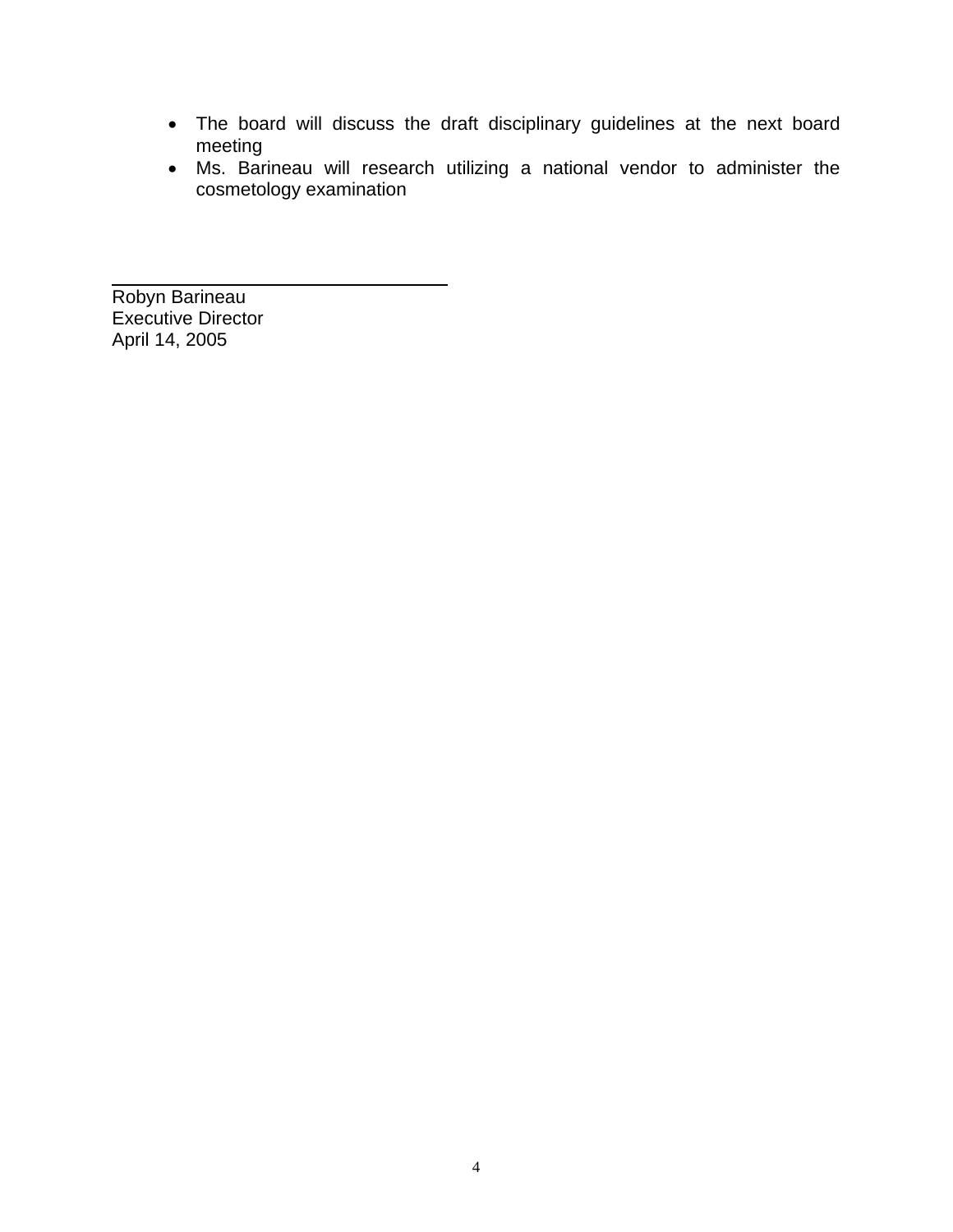- The board will discuss the draft disciplinary guidelines at the next board meeting
- Ms. Barineau will research utilizing a national vendor to administer the cosmetology examination

\_\_\_\_\_\_\_\_\_\_\_\_\_\_\_\_\_\_\_\_\_\_\_\_\_\_\_\_\_\_\_\_\_\_

Robyn Barineau
Executive Director
April 14, 2005